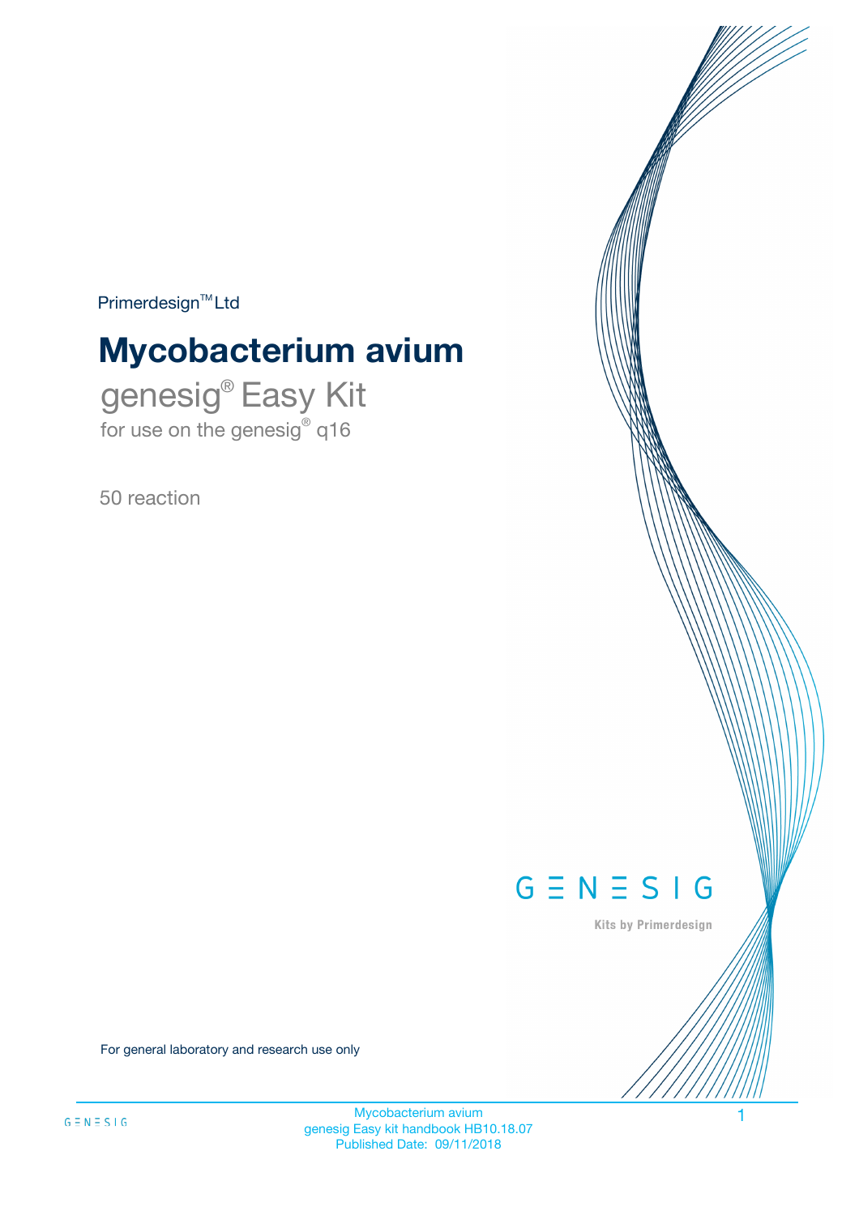Primerdesign™ Ltd

# Mycobacterium avium

genesig® Easy Kit

for use on the genesig® q16

50 reaction

GENESIG

Kits by Primerdesign

For general laboratory and research use only

Mycobacterium avium
genesig Easy kit handbook HB10.18.07
Published Date: 09/11/2018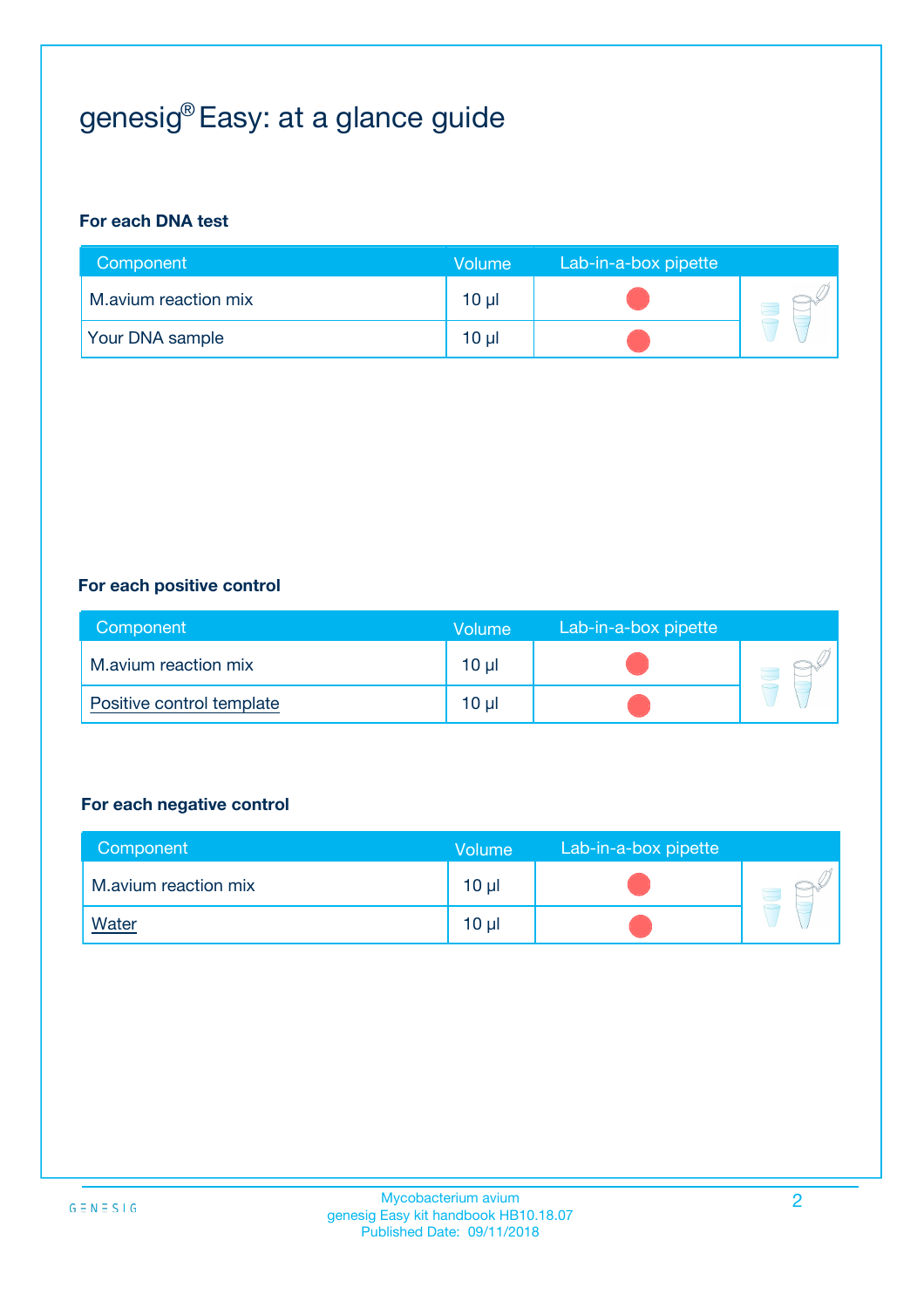# genesig® Easy: at a glance guide

### For each DNA test

| Component | Volume | Lab-in-a-box pipette |
|---|---|---|
| M.avium reaction mix | 10 µl | |
| Your DNA sample | 10 µl | |

### For each positive control

| Component | Volume | Lab-in-a-box pipette |
|---|---|---|
| M.avium reaction mix | 10 µl | |
| Positive control template | 10 µl | |

### For each negative control

| Component | Volume | Lab-in-a-box pipette |
|---|---|---|
| M.avium reaction mix | 10 µl | |
| Water | 10 µl | |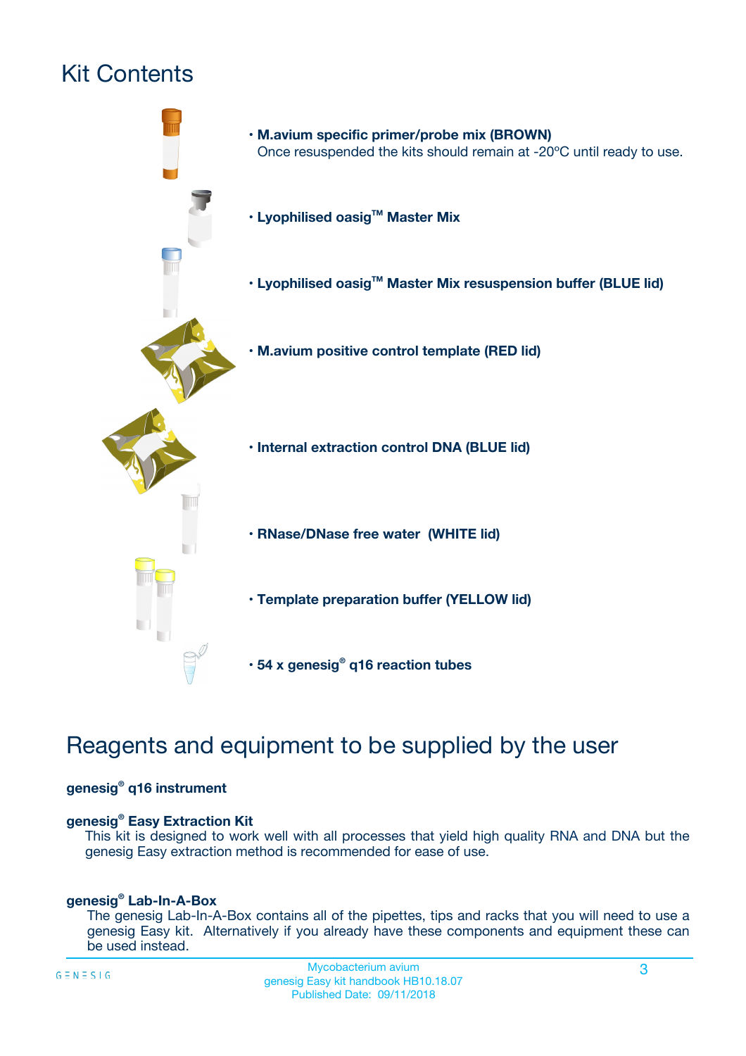# Kit Contents

- **M.avium specific primer/probe mix (BROWN)**
  Once resuspended the kits should remain at -20ºC until ready to use.
- **Lyophilised oasig™ Master Mix**
- **Lyophilised oasig™ Master Mix resuspension buffer (BLUE lid)**
- **M.avium positive control template (RED lid)**
- **Internal extraction control DNA (BLUE lid)**
- **RNase/DNase free water (WHITE lid)**
- **Template preparation buffer (YELLOW lid)**
- **54 x genesig® q16 reaction tubes**

# Reagents and equipment to be supplied by the user

**genesig® q16 instrument**

**genesig® Easy Extraction Kit**

This kit is designed to work well with all processes that yield high quality RNA and DNA but the genesig Easy extraction method is recommended for ease of use.

**genesig® Lab-In-A-Box**

The genesig Lab-In-A-Box contains all of the pipettes, tips and racks that you will need to use a genesig Easy kit. Alternatively if you already have these components and equipment these can be used instead.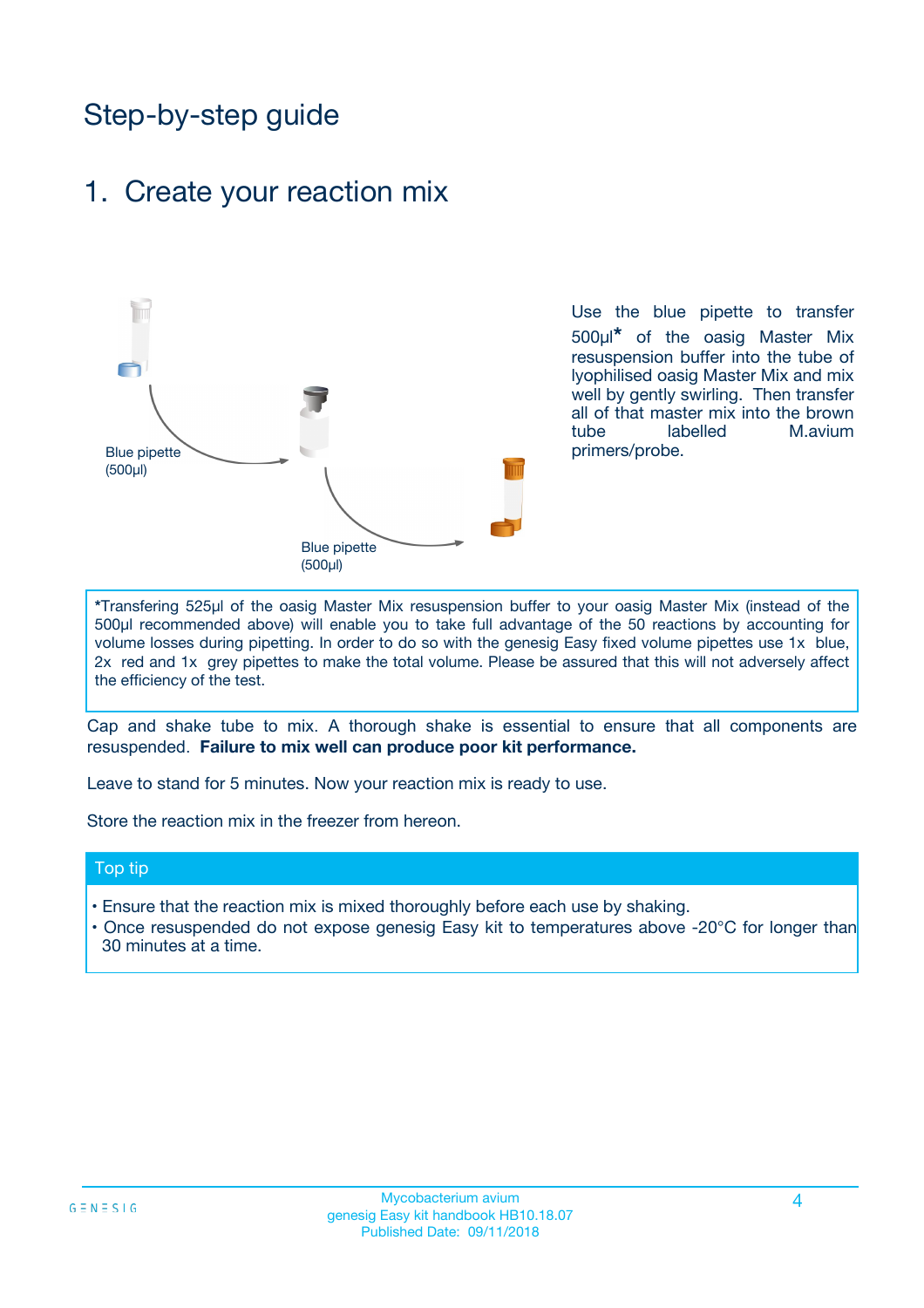# Step-by-step guide

## 1. Create your reaction mix

Blue pipette (500µl)

Blue pipette (500µl)

Use the blue pipette to transfer 500µl* of the oasig Master Mix resuspension buffer into the tube of lyophilised oasig Master Mix and mix well by gently swirling. Then transfer all of that master mix into the brown tube labelled M.avium primers/probe.

*Transfering 525µl of the oasig Master Mix resuspension buffer to your oasig Master Mix (instead of the 500µl recommended above) will enable you to take full advantage of the 50 reactions by accounting for volume losses during pipetting. In order to do so with the genesig Easy fixed volume pipettes use 1x blue, 2x red and 1x grey pipettes to make the total volume. Please be assured that this will not adversely affect the efficiency of the test.

Cap and shake tube to mix. A thorough shake is essential to ensure that all components are resuspended. **Failure to mix well can produce poor kit performance.**

Leave to stand for 5 minutes. Now your reaction mix is ready to use.

Store the reaction mix in the freezer from hereon.

### Top tip

- Ensure that the reaction mix is mixed thoroughly before each use by shaking.
- Once resuspended do not expose genesig Easy kit to temperatures above -20°C for longer than 30 minutes at a time.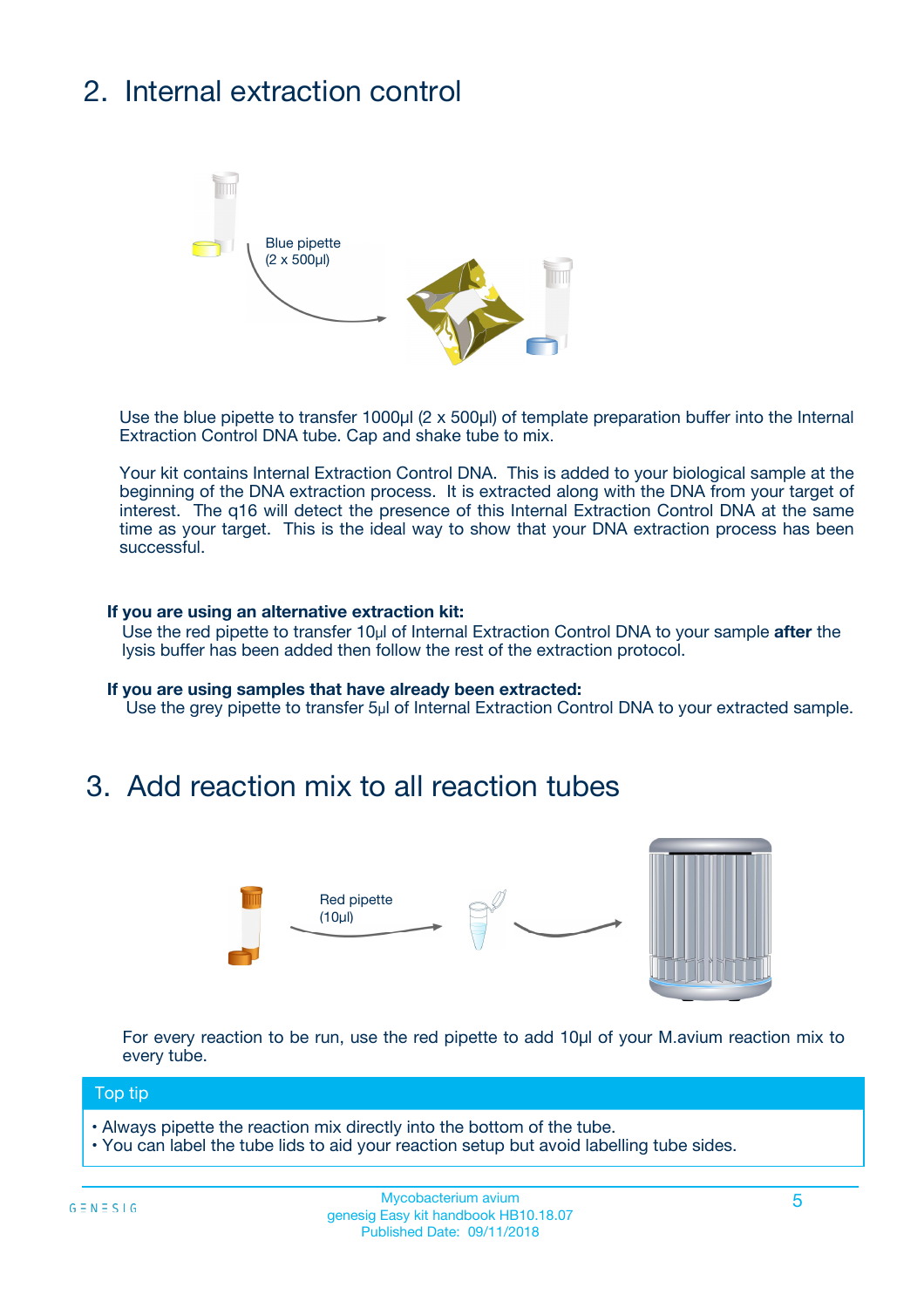## 2. Internal extraction control

Blue pipette
(2 x 500µl)

Use the blue pipette to transfer 1000µl (2 x 500µl) of template preparation buffer into the Internal Extraction Control DNA tube. Cap and shake tube to mix.

Your kit contains Internal Extraction Control DNA. This is added to your biological sample at the beginning of the DNA extraction process. It is extracted along with the DNA from your target of interest. The q16 will detect the presence of this Internal Extraction Control DNA at the same time as your target. This is the ideal way to show that your DNA extraction process has been successful.

**If you are using an alternative extraction kit:**
Use the red pipette to transfer 10µl of Internal Extraction Control DNA to your sample **after** the lysis buffer has been added then follow the rest of the extraction protocol.

**If you are using samples that have already been extracted:**
Use the grey pipette to transfer 5µl of Internal Extraction Control DNA to your extracted sample.

## 3. Add reaction mix to all reaction tubes

Red pipette
(10µl)

For every reaction to be run, use the red pipette to add 10µl of your M.avium reaction mix to every tube.

### Top tip

- Always pipette the reaction mix directly into the bottom of the tube.
- You can label the tube lids to aid your reaction setup but avoid labelling tube sides.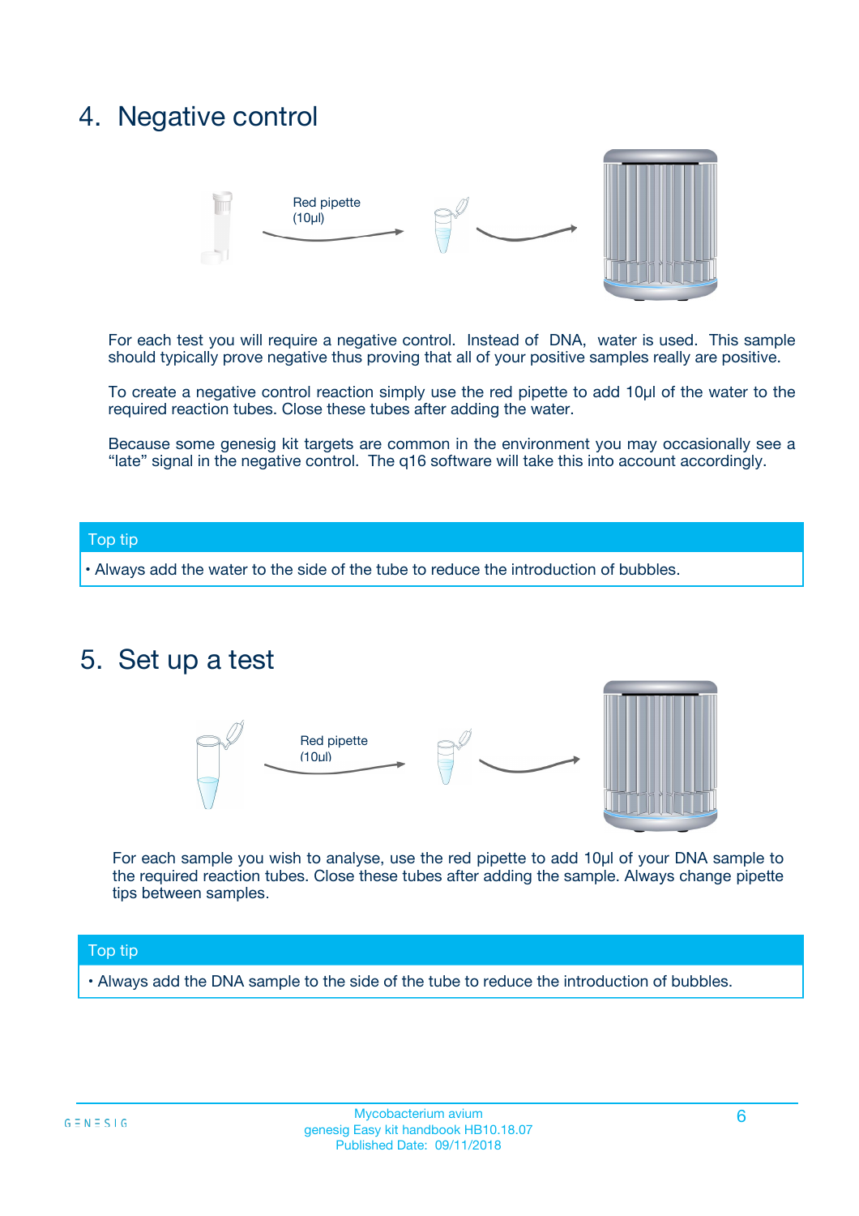## 4. Negative control

Red pipette (10µl)

For each test you will require a negative control. Instead of DNA, water is used. This sample should typically prove negative thus proving that all of your positive samples really are positive.

To create a negative control reaction simply use the red pipette to add 10µl of the water to the required reaction tubes. Close these tubes after adding the water.

Because some genesig kit targets are common in the environment you may occasionally see a “late” signal in the negative control. The q16 software will take this into account accordingly.

**Top tip**

- Always add the water to the side of the tube to reduce the introduction of bubbles.

## 5. Set up a test

Red pipette (10µl)

For each sample you wish to analyse, use the red pipette to add 10µl of your DNA sample to the required reaction tubes. Close these tubes after adding the sample. Always change pipette tips between samples.

**Top tip**

- Always add the DNA sample to the side of the tube to reduce the introduction of bubbles.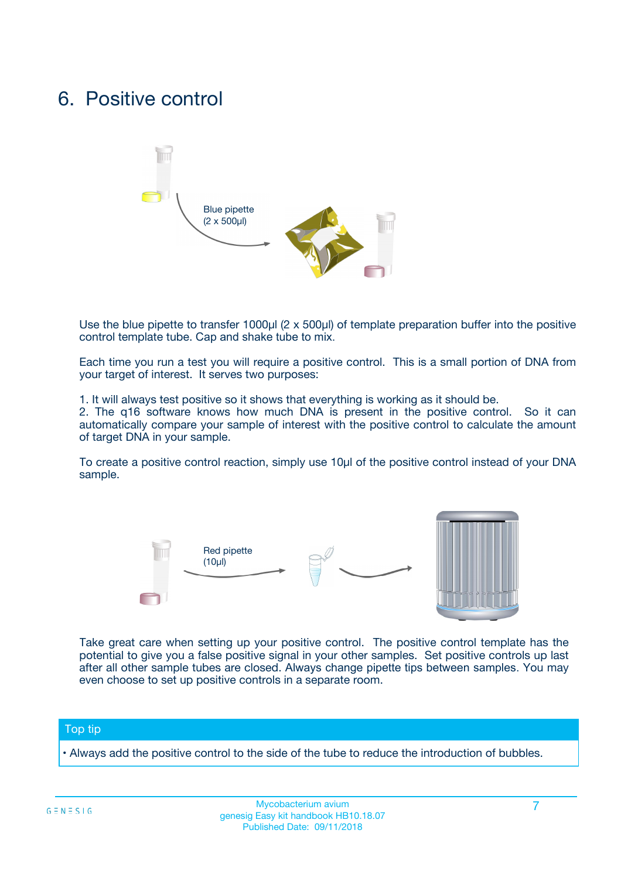# 6. Positive control

Blue pipette
(2 x 500µl)

Use the blue pipette to transfer 1000µl (2 x 500µl) of template preparation buffer into the positive control template tube. Cap and shake tube to mix.

Each time you run a test you will require a positive control. This is a small portion of DNA from your target of interest. It serves two purposes:

1. It will always test positive so it shows that everything is working as it should be.
2. The q16 software knows how much DNA is present in the positive control. So it can automatically compare your sample of interest with the positive control to calculate the amount of target DNA in your sample.

To create a positive control reaction, simply use 10µl of the positive control instead of your DNA sample.

Red pipette
(10µl)

Take great care when setting up your positive control. The positive control template has the potential to give you a false positive signal in your other samples. Set positive controls up last after all other sample tubes are closed. Always change pipette tips between samples. You may even choose to set up positive controls in a separate room.

**Top tip**

- Always add the positive control to the side of the tube to reduce the introduction of bubbles.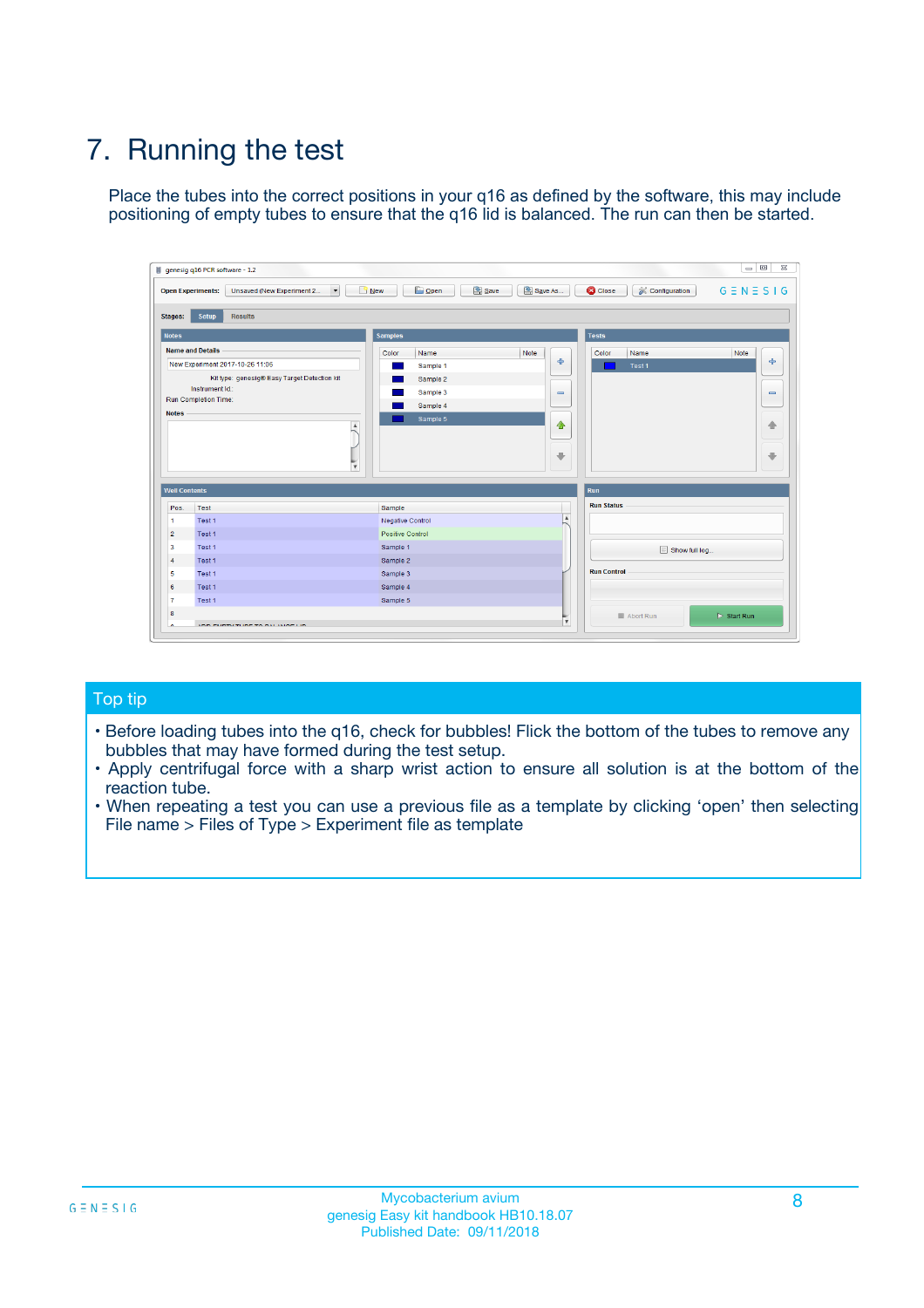# 7. Running the test

Place the tubes into the correct positions in your q16 as defined by the software, this may include positioning of empty tubes to ensure that the q16 lid is balanced. The run can then be started.

## Top tip

- Before loading tubes into the q16, check for bubbles! Flick the bottom of the tubes to remove any bubbles that may have formed during the test setup.
- Apply centrifugal force with a sharp wrist action to ensure all solution is at the bottom of the reaction tube.
- When repeating a test you can use a previous file as a template by clicking 'open' then selecting File name > Files of Type > Experiment file as template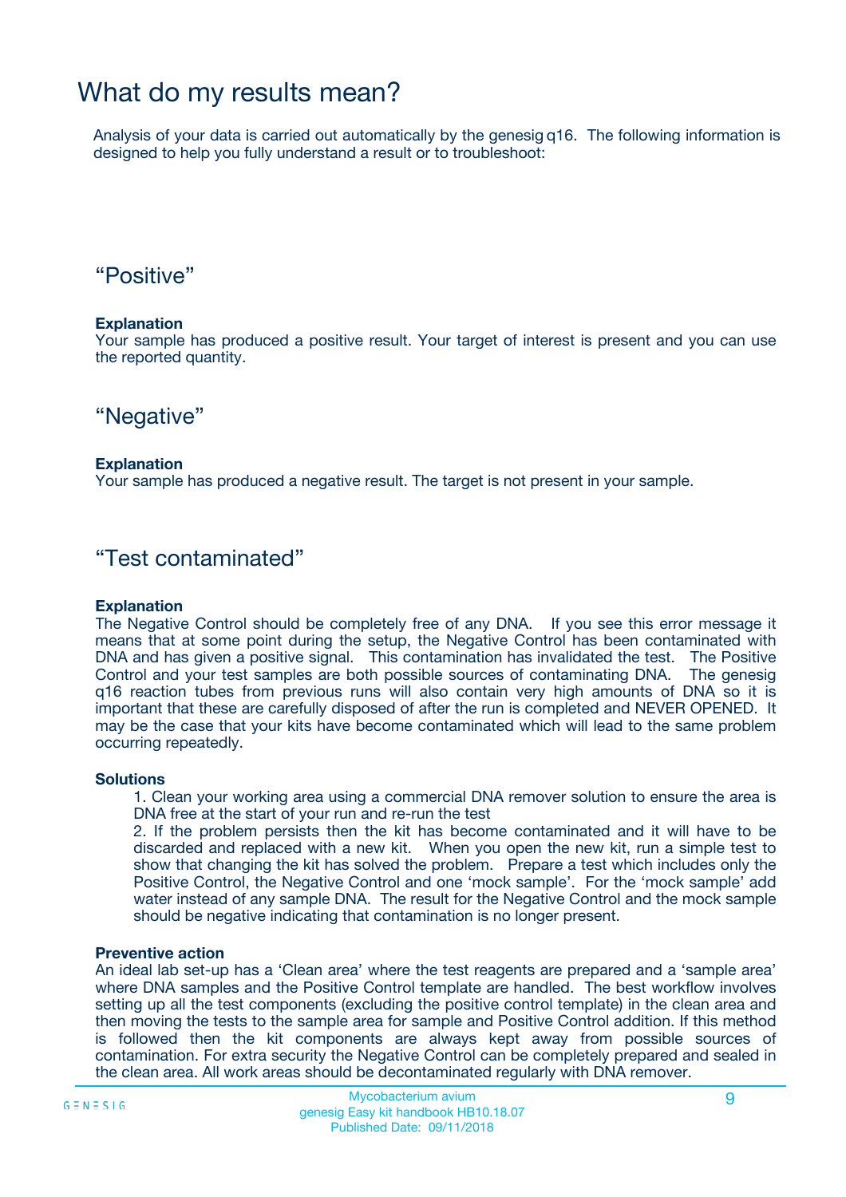# What do my results mean?

Analysis of your data is carried out automatically by the genesig q16. The following information is designed to help you fully understand a result or to troubleshoot:

## “Positive”

**Explanation**
Your sample has produced a positive result. Your target of interest is present and you can use the reported quantity.

## “Negative”

**Explanation**
Your sample has produced a negative result. The target is not present in your sample.

## “Test contaminated”

**Explanation**
The Negative Control should be completely free of any DNA. If you see this error message it means that at some point during the setup, the Negative Control has been contaminated with DNA and has given a positive signal. This contamination has invalidated the test. The Positive Control and your test samples are both possible sources of contaminating DNA. The genesig q16 reaction tubes from previous runs will also contain very high amounts of DNA so it is important that these are carefully disposed of after the run is completed and NEVER OPENED. It may be the case that your kits have become contaminated which will lead to the same problem occurring repeatedly.

**Solutions**

1. Clean your working area using a commercial DNA remover solution to ensure the area is DNA free at the start of your run and re-run the test
2. If the problem persists then the kit has become contaminated and it will have to be discarded and replaced with a new kit. When you open the new kit, run a simple test to show that changing the kit has solved the problem. Prepare a test which includes only the Positive Control, the Negative Control and one ‘mock sample’. For the ‘mock sample’ add water instead of any sample DNA. The result for the Negative Control and the mock sample should be negative indicating that contamination is no longer present.

**Preventive action**
An ideal lab set-up has a ‘Clean area’ where the test reagents are prepared and a ‘sample area’ where DNA samples and the Positive Control template are handled. The best workflow involves setting up all the test components (excluding the positive control template) in the clean area and then moving the tests to the sample area for sample and Positive Control addition. If this method is followed then the kit components are always kept away from possible sources of contamination. For extra security the Negative Control can be completely prepared and sealed in the clean area. All work areas should be decontaminated regularly with DNA remover.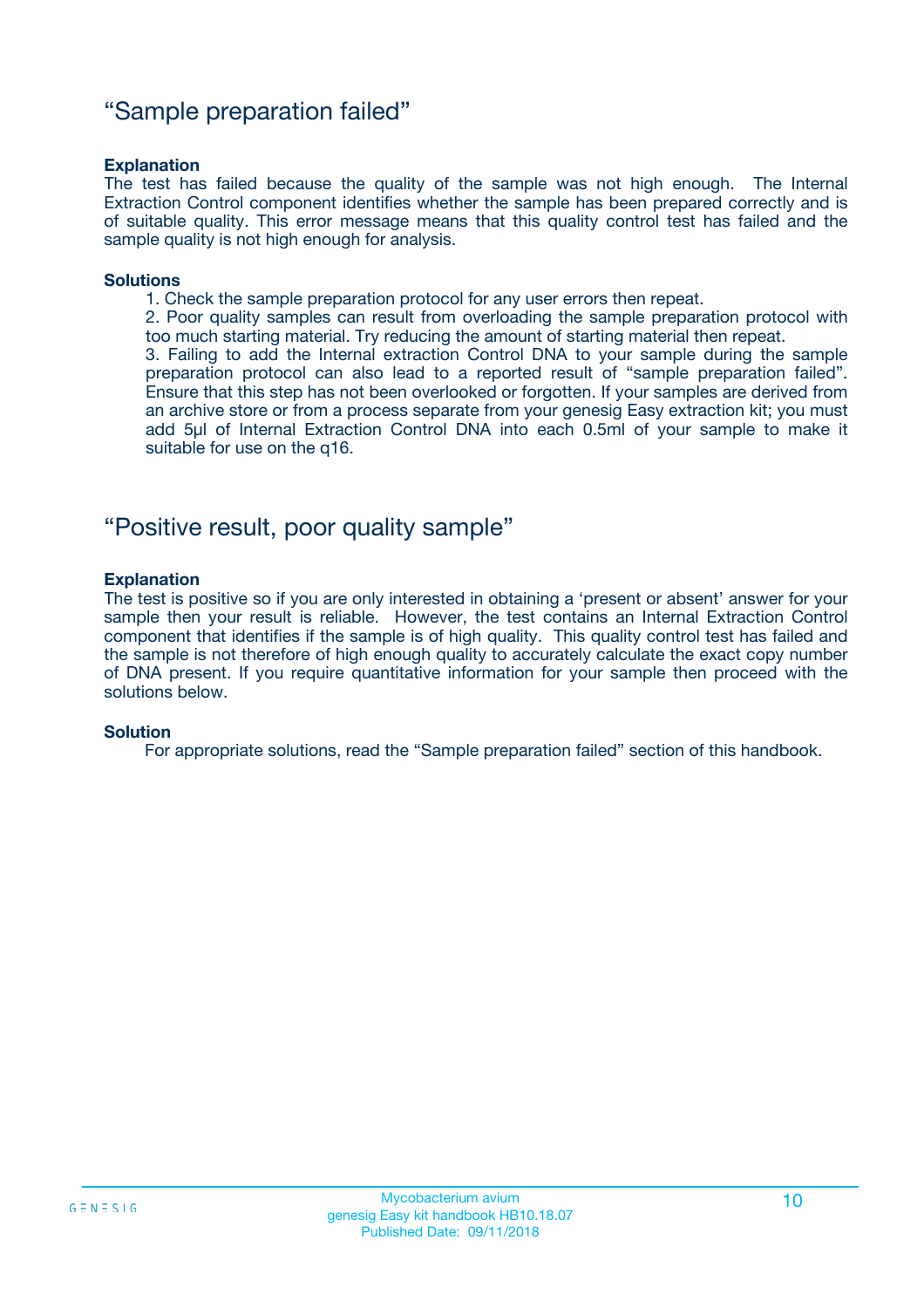## “Sample preparation failed”

**Explanation**

The test has failed because the quality of the sample was not high enough. The Internal Extraction Control component identifies whether the sample has been prepared correctly and is of suitable quality. This error message means that this quality control test has failed and the sample quality is not high enough for analysis.

**Solutions**

1. Check the sample preparation protocol for any user errors then repeat.
2. Poor quality samples can result from overloading the sample preparation protocol with too much starting material. Try reducing the amount of starting material then repeat.
3. Failing to add the Internal extraction Control DNA to your sample during the sample preparation protocol can also lead to a reported result of “sample preparation failed”. Ensure that this step has not been overlooked or forgotten. If your samples are derived from an archive store or from a process separate from your genesig Easy extraction kit; you must add 5µl of Internal Extraction Control DNA into each 0.5ml of your sample to make it suitable for use on the q16.

## “Positive result, poor quality sample”

**Explanation**

The test is positive so if you are only interested in obtaining a ‘present or absent’ answer for your sample then your result is reliable. However, the test contains an Internal Extraction Control component that identifies if the sample is of high quality. This quality control test has failed and the sample is not therefore of high enough quality to accurately calculate the exact copy number of DNA present. If you require quantitative information for your sample then proceed with the solutions below.

**Solution**

For appropriate solutions, read the “Sample preparation failed” section of this handbook.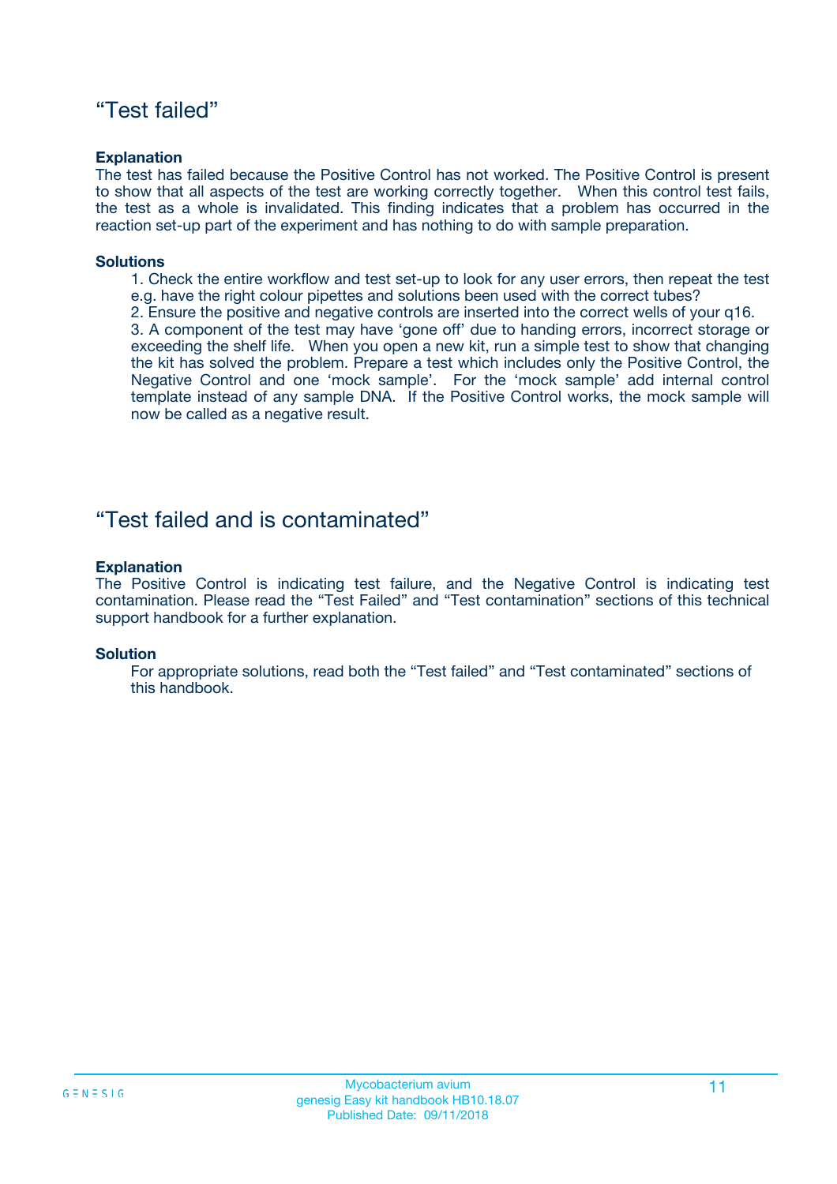## “Test failed”

**Explanation**

The test has failed because the Positive Control has not worked. The Positive Control is present to show that all aspects of the test are working correctly together. When this control test fails, the test as a whole is invalidated. This finding indicates that a problem has occurred in the reaction set-up part of the experiment and has nothing to do with sample preparation.

**Solutions**

1. Check the entire workflow and test set-up to look for any user errors, then repeat the test e.g. have the right colour pipettes and solutions been used with the correct tubes?
2. Ensure the positive and negative controls are inserted into the correct wells of your q16.
3. A component of the test may have ‘gone off’ due to handing errors, incorrect storage or exceeding the shelf life. When you open a new kit, run a simple test to show that changing the kit has solved the problem. Prepare a test which includes only the Positive Control, the Negative Control and one ‘mock sample’. For the ‘mock sample’ add internal control template instead of any sample DNA. If the Positive Control works, the mock sample will now be called as a negative result.

## “Test failed and is contaminated”

**Explanation**

The Positive Control is indicating test failure, and the Negative Control is indicating test contamination. Please read the “Test Failed” and “Test contamination” sections of this technical support handbook for a further explanation.

**Solution**

For appropriate solutions, read both the “Test failed” and “Test contaminated” sections of this handbook.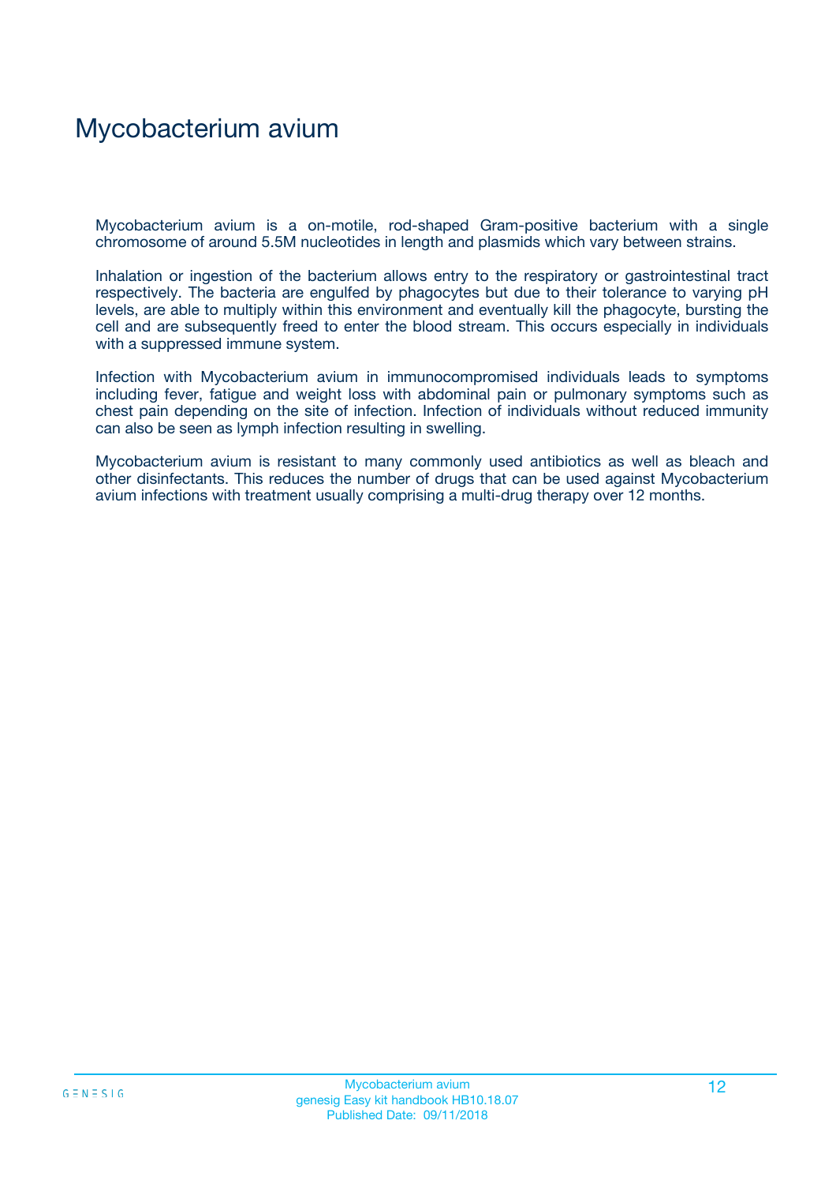# Mycobacterium avium

Mycobacterium avium is a on-motile, rod-shaped Gram-positive bacterium with a single chromosome of around 5.5M nucleotides in length and plasmids which vary between strains.

Inhalation or ingestion of the bacterium allows entry to the respiratory or gastrointestinal tract respectively. The bacteria are engulfed by phagocytes but due to their tolerance to varying pH levels, are able to multiply within this environment and eventually kill the phagocyte, bursting the cell and are subsequently freed to enter the blood stream. This occurs especially in individuals with a suppressed immune system.

Infection with Mycobacterium avium in immunocompromised individuals leads to symptoms including fever, fatigue and weight loss with abdominal pain or pulmonary symptoms such as chest pain depending on the site of infection. Infection of individuals without reduced immunity can also be seen as lymph infection resulting in swelling.

Mycobacterium avium is resistant to many commonly used antibiotics as well as bleach and other disinfectants. This reduces the number of drugs that can be used against Mycobacterium avium infections with treatment usually comprising a multi-drug therapy over 12 months.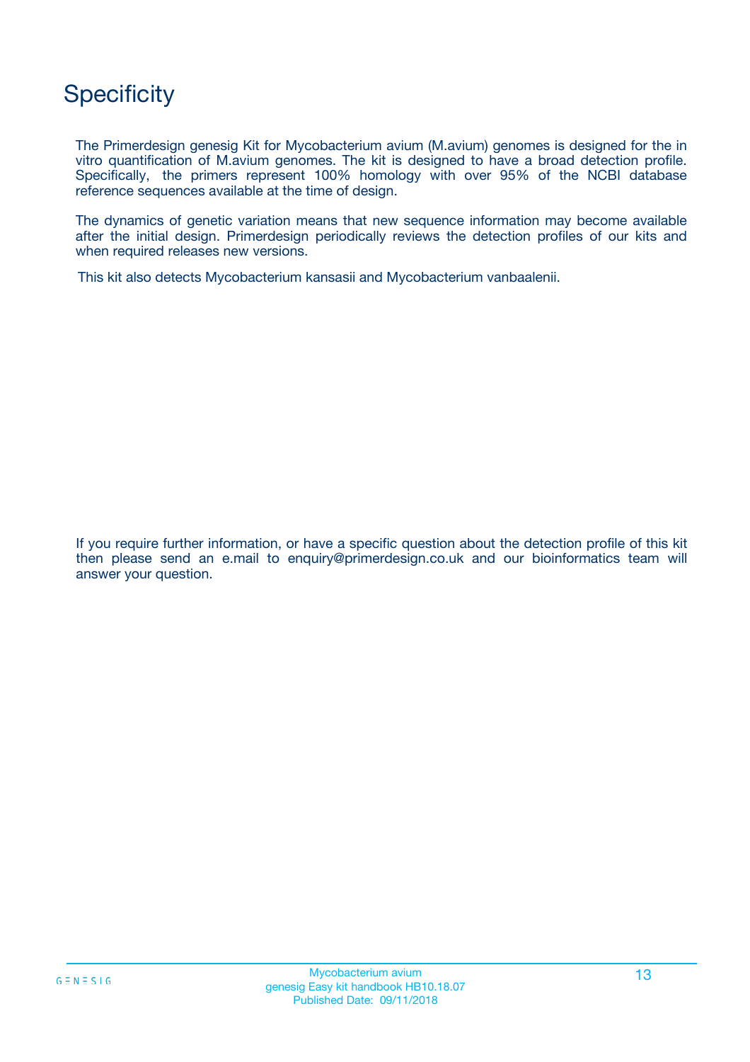# Specificity

The Primerdesign genesig Kit for Mycobacterium avium (M.avium) genomes is designed for the in vitro quantification of M.avium genomes. The kit is designed to have a broad detection profile. Specifically, the primers represent 100% homology with over 95% of the NCBI database reference sequences available at the time of design.

The dynamics of genetic variation means that new sequence information may become available after the initial design. Primerdesign periodically reviews the detection profiles of our kits and when required releases new versions.

This kit also detects Mycobacterium kansasii and Mycobacterium vanbaalenii.

If you require further information, or have a specific question about the detection profile of this kit then please send an e.mail to enquiry@primerdesign.co.uk and our bioinformatics team will answer your question.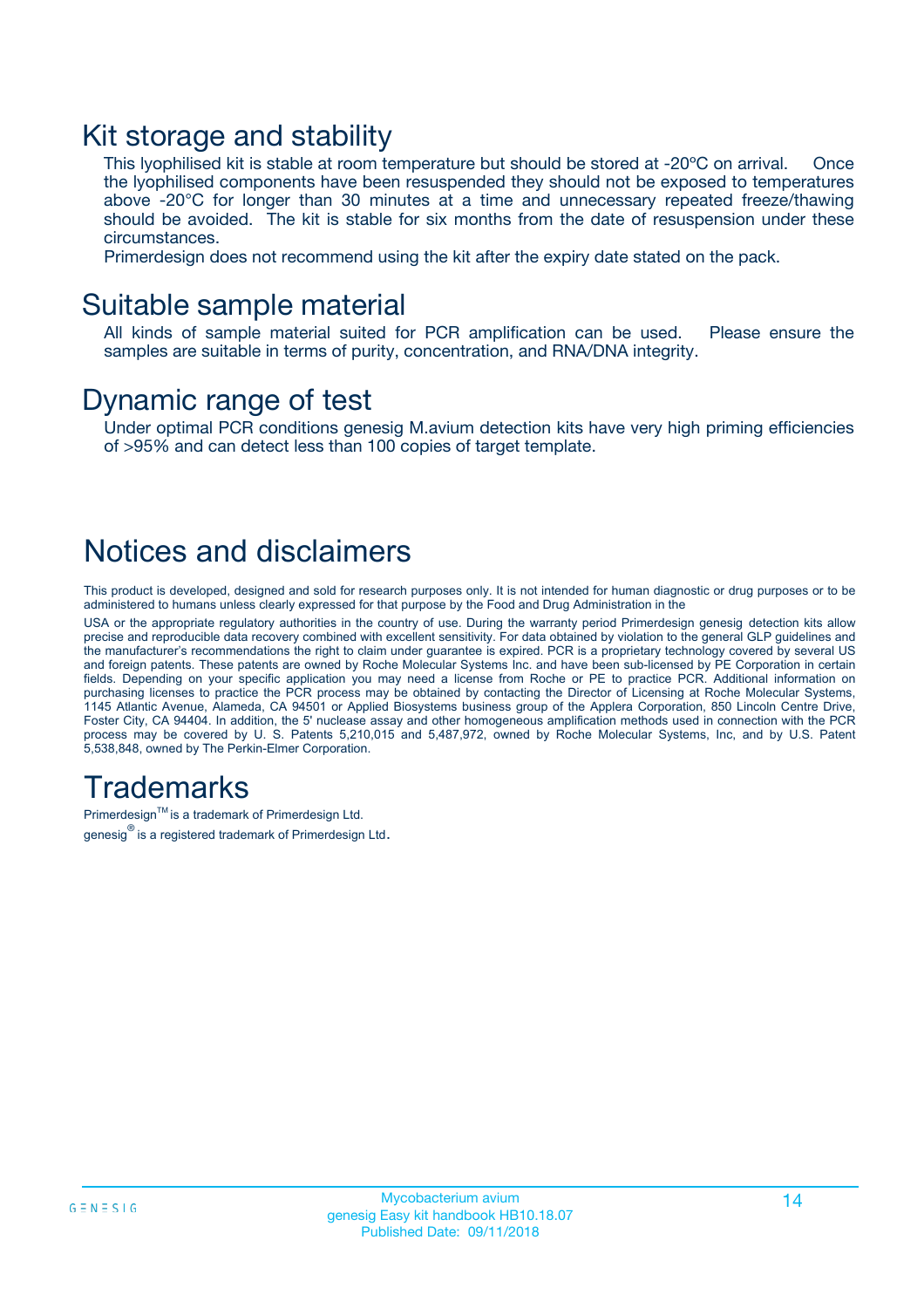## Kit storage and stability

This lyophilised kit is stable at room temperature but should be stored at -20ºC on arrival. Once the lyophilised components have been resuspended they should not be exposed to temperatures above -20°C for longer than 30 minutes at a time and unnecessary repeated freeze/thawing should be avoided. The kit is stable for six months from the date of resuspension under these circumstances.

Primerdesign does not recommend using the kit after the expiry date stated on the pack.

## Suitable sample material

All kinds of sample material suited for PCR amplification can be used. Please ensure the samples are suitable in terms of purity, concentration, and RNA/DNA integrity.

## Dynamic range of test

Under optimal PCR conditions genesig M.avium detection kits have very high priming efficiencies of >95% and can detect less than 100 copies of target template.

# Notices and disclaimers

This product is developed, designed and sold for research purposes only. It is not intended for human diagnostic or drug purposes or to be administered to humans unless clearly expressed for that purpose by the Food and Drug Administration in the USA or the appropriate regulatory authorities in the country of use. During the warranty period Primerdesign genesig detection kits allow precise and reproducible data recovery combined with excellent sensitivity. For data obtained by violation to the general GLP guidelines and the manufacturer's recommendations the right to claim under guarantee is expired. PCR is a proprietary technology covered by several US and foreign patents. These patents are owned by Roche Molecular Systems Inc. and have been sub-licensed by PE Corporation in certain fields. Depending on your specific application you may need a license from Roche or PE to practice PCR. Additional information on purchasing licenses to practice the PCR process may be obtained by contacting the Director of Licensing at Roche Molecular Systems, 1145 Atlantic Avenue, Alameda, CA 94501 or Applied Biosystems business group of the Applera Corporation, 850 Lincoln Centre Drive, Foster City, CA 94404. In addition, the 5' nuclease assay and other homogeneous amplification methods used in connection with the PCR process may be covered by U. S. Patents 5,210,015 and 5,487,972, owned by Roche Molecular Systems, Inc, and by U.S. Patent 5,538,848, owned by The Perkin-Elmer Corporation.

# Trademarks

Primerdesign™ is a trademark of Primerdesign Ltd.

genesig® is a registered trademark of Primerdesign Ltd.